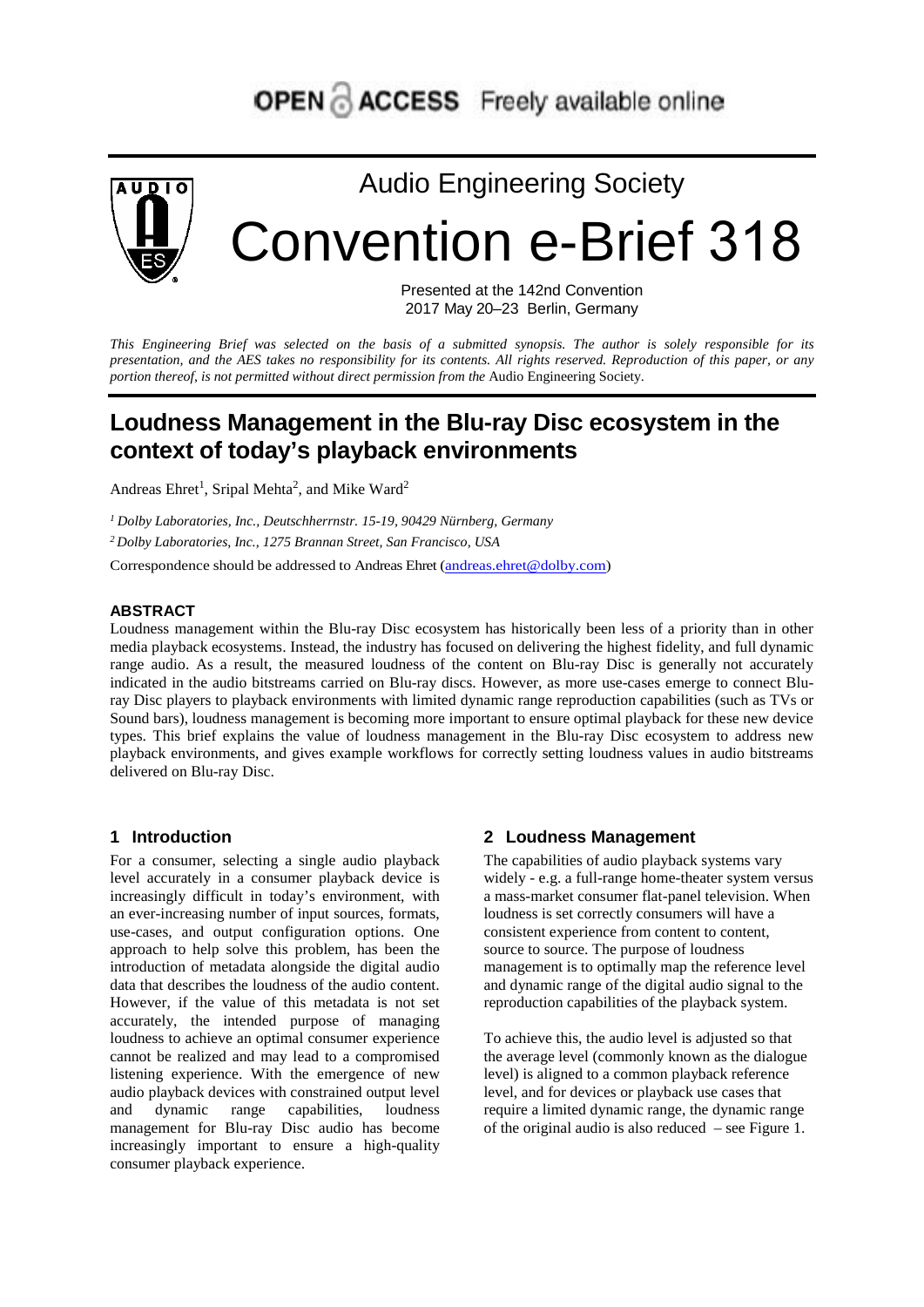OPEN ACCESS Freely available online

Audio Engineering Society

# Convention e-Brief 318

Presented at the 142nd Convention
2017 May 20–23 Berlin, Germany

*This Engineering Brief was selected on the basis of a submitted synopsis. The author is solely responsible for its presentation, and the AES takes no responsibility for its contents. All rights reserved. Reproduction of this paper, or any portion thereof, is not permitted without direct permission from the* Audio Engineering Society.

# Loudness Management in the Blu-ray Disc ecosystem in the context of today's playback environments

Andreas Ehret[1], Sripal Mehta[2], and Mike Ward[2]

[1] *Dolby Laboratories, Inc., Deutschherrnstr. 15-19, 90429 Nürnberg, Germany*

[2] *Dolby Laboratories, Inc., 1275 Brannan Street, San Francisco, USA*

Correspondence should be addressed to Andreas Ehret (andreas.ehret@dolby.com)

### ABSTRACT

Loudness management within the Blu-ray Disc ecosystem has historically been less of a priority than in other media playback ecosystems. Instead, the industry has focused on delivering the highest fidelity, and full dynamic range audio. As a result, the measured loudness of the content on Blu-ray Disc is generally not accurately indicated in the audio bitstreams carried on Blu-ray discs. However, as more use-cases emerge to connect Blu-ray Disc players to playback environments with limited dynamic range reproduction capabilities (such as TVs or Sound bars), loudness management is becoming more important to ensure optimal playback for these new device types. This brief explains the value of loudness management in the Blu-ray Disc ecosystem to address new playback environments, and gives example workflows for correctly setting loudness values in audio bitstreams delivered on Blu-ray Disc.

## 1 Introduction

For a consumer, selecting a single audio playback level accurately in a consumer playback device is increasingly difficult in today's environment, with an ever-increasing number of input sources, formats, use-cases, and output configuration options. One approach to help solve this problem, has been the introduction of metadata alongside the digital audio data that describes the loudness of the audio content. However, if the value of this metadata is not set accurately, the intended purpose of managing loudness to achieve an optimal consumer experience cannot be realized and may lead to a compromised listening experience. With the emergence of new audio playback devices with constrained output level and dynamic range capabilities, loudness management for Blu-ray Disc audio has become increasingly important to ensure a high-quality consumer playback experience.

## 2 Loudness Management

The capabilities of audio playback systems vary widely - e.g. a full-range home-theater system versus a mass-market consumer flat-panel television. When loudness is set correctly consumers will have a consistent experience from content to content, source to source. The purpose of loudness management is to optimally map the reference level and dynamic range of the digital audio signal to the reproduction capabilities of the playback system.

To achieve this, the audio level is adjusted so that the average level (commonly known as the dialogue level) is aligned to a common playback reference level, and for devices or playback use cases that require a limited dynamic range, the dynamic range of the original audio is also reduced – see Figure 1.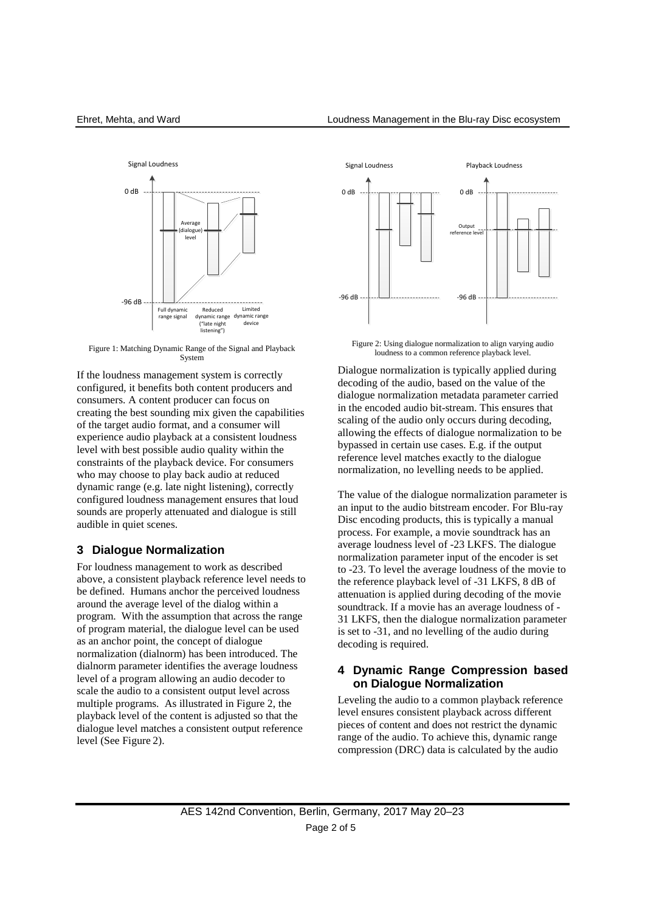Figure 1: Matching Dynamic Range of the Signal and Playback System

If the loudness management system is correctly configured, it benefits both content producers and consumers. A content producer can focus on creating the best sounding mix given the capabilities of the target audio format, and a consumer will experience audio playback at a consistent loudness level with best possible audio quality within the constraints of the playback device. For consumers who may choose to play back audio at reduced dynamic range (e.g. late night listening), correctly configured loudness management ensures that loud sounds are properly attenuated and dialogue is still audible in quiet scenes.

## 3 Dialogue Normalization

For loudness management to work as described above, a consistent playback reference level needs to be defined. Humans anchor the perceived loudness around the average level of the dialog within a program. With the assumption that across the range of program material, the dialogue level can be used as an anchor point, the concept of dialogue normalization (dialnorm) has been introduced. The dialnorm parameter identifies the average loudness level of a program allowing an audio decoder to scale the audio to a consistent output level across multiple programs. As illustrated in Figure 2, the playback level of the content is adjusted so that the dialogue level matches a consistent output reference level (See Figure 2).

Figure 2: Using dialogue normalization to align varying audio loudness to a common reference playback level.

Dialogue normalization is typically applied during decoding of the audio, based on the value of the dialogue normalization metadata parameter carried in the encoded audio bit-stream. This ensures that scaling of the audio only occurs during decoding, allowing the effects of dialogue normalization to be bypassed in certain use cases. E.g. if the output reference level matches exactly to the dialogue normalization, no levelling needs to be applied.

The value of the dialogue normalization parameter is an input to the audio bitstream encoder. For Blu-ray Disc encoding products, this is typically a manual process. For example, a movie soundtrack has an average loudness level of -23 LKFS. The dialogue normalization parameter input of the encoder is set to -23. To level the average loudness of the movie to the reference playback level of -31 LKFS, 8 dB of attenuation is applied during decoding of the movie soundtrack. If a movie has an average loudness of -31 LKFS, then the dialogue normalization parameter is set to -31, and no levelling of the audio during decoding is required.

## 4 Dynamic Range Compression based on Dialogue Normalization

Leveling the audio to a common playback reference level ensures consistent playback across different pieces of content and does not restrict the dynamic range of the audio. To achieve this, dynamic range compression (DRC) data is calculated by the audio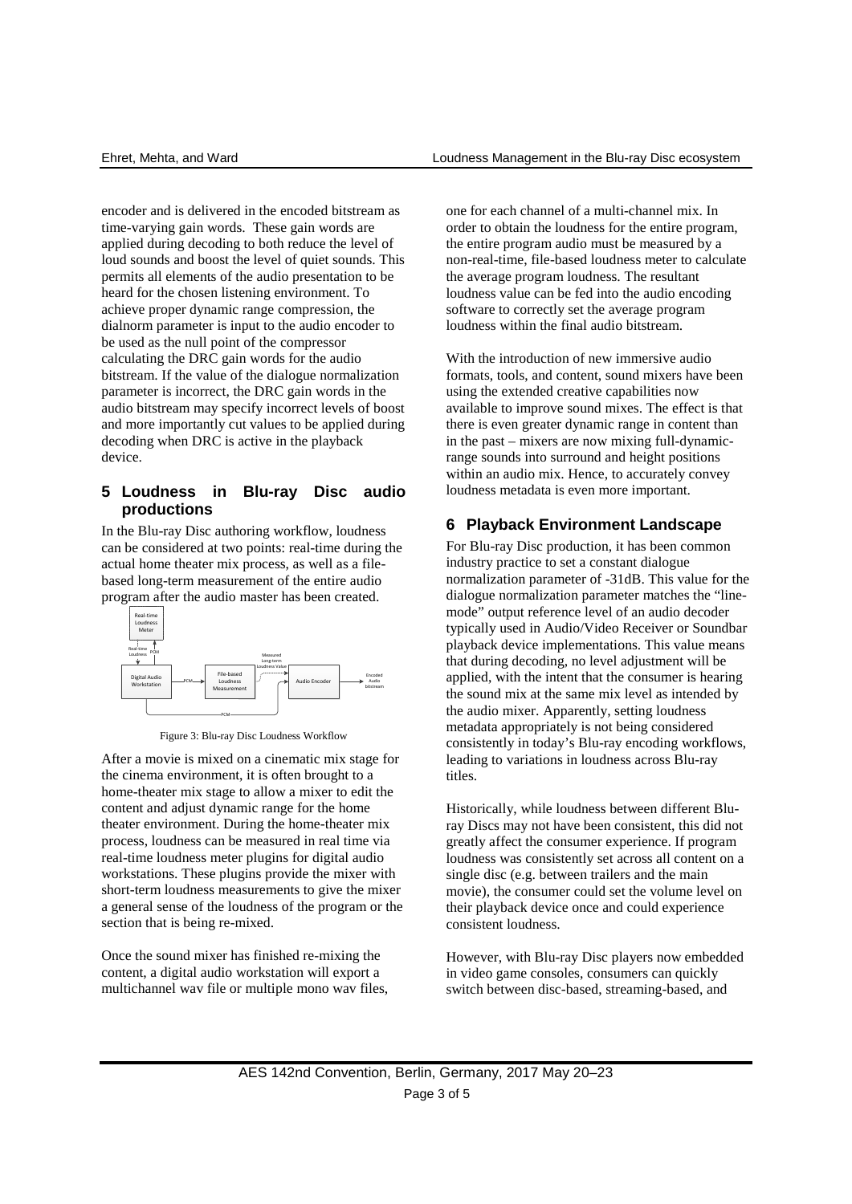encoder and is delivered in the encoded bitstream as time-varying gain words. These gain words are applied during decoding to both reduce the level of loud sounds and boost the level of quiet sounds. This permits all elements of the audio presentation to be heard for the chosen listening environment. To achieve proper dynamic range compression, the dialnorm parameter is input to the audio encoder to be used as the null point of the compressor calculating the DRC gain words for the audio bitstream. If the value of the dialogue normalization parameter is incorrect, the DRC gain words in the audio bitstream may specify incorrect levels of boost and more importantly cut values to be applied during decoding when DRC is active in the playback device.

## 5 Loudness in Blu-ray Disc audio productions

In the Blu-ray Disc authoring workflow, loudness can be considered at two points: real-time during the actual home theater mix process, as well as a file-based long-term measurement of the entire audio program after the audio master has been created.

Figure 3: Blu-ray Disc Loudness Workflow

After a movie is mixed on a cinematic mix stage for the cinema environment, it is often brought to a home-theater mix stage to allow a mixer to edit the content and adjust dynamic range for the home theater environment. During the home-theater mix process, loudness can be measured in real time via real-time loudness meter plugins for digital audio workstations. These plugins provide the mixer with short-term loudness measurements to give the mixer a general sense of the loudness of the program or the section that is being re-mixed.

Once the sound mixer has finished re-mixing the content, a digital audio workstation will export a multichannel wav file or multiple mono wav files, one for each channel of a multi-channel mix. In order to obtain the loudness for the entire program, the entire program audio must be measured by a non-real-time, file-based loudness meter to calculate the average program loudness. The resultant loudness value can be fed into the audio encoding software to correctly set the average program loudness within the final audio bitstream.

With the introduction of new immersive audio formats, tools, and content, sound mixers have been using the extended creative capabilities now available to improve sound mixes. The effect is that there is even greater dynamic range in content than in the past – mixers are now mixing full-dynamic-range sounds into surround and height positions within an audio mix. Hence, to accurately convey loudness metadata is even more important.

## 6 Playback Environment Landscape

For Blu-ray Disc production, it has been common industry practice to set a constant dialogue normalization parameter of -31dB. This value for the dialogue normalization parameter matches the "line-mode" output reference level of an audio decoder typically used in Audio/Video Receiver or Soundbar playback device implementations. This value means that during decoding, no level adjustment will be applied, with the intent that the consumer is hearing the sound mix at the same mix level as intended by the audio mixer. Apparently, setting loudness metadata appropriately is not being considered consistently in today's Blu-ray encoding workflows, leading to variations in loudness across Blu-ray titles.

Historically, while loudness between different Blu-ray Discs may not have been consistent, this did not greatly affect the consumer experience. If program loudness was consistently set across all content on a single disc (e.g. between trailers and the main movie), the consumer could set the volume level on their playback device once and could experience consistent loudness.

However, with Blu-ray Disc players now embedded in video game consoles, consumers can quickly switch between disc-based, streaming-based, and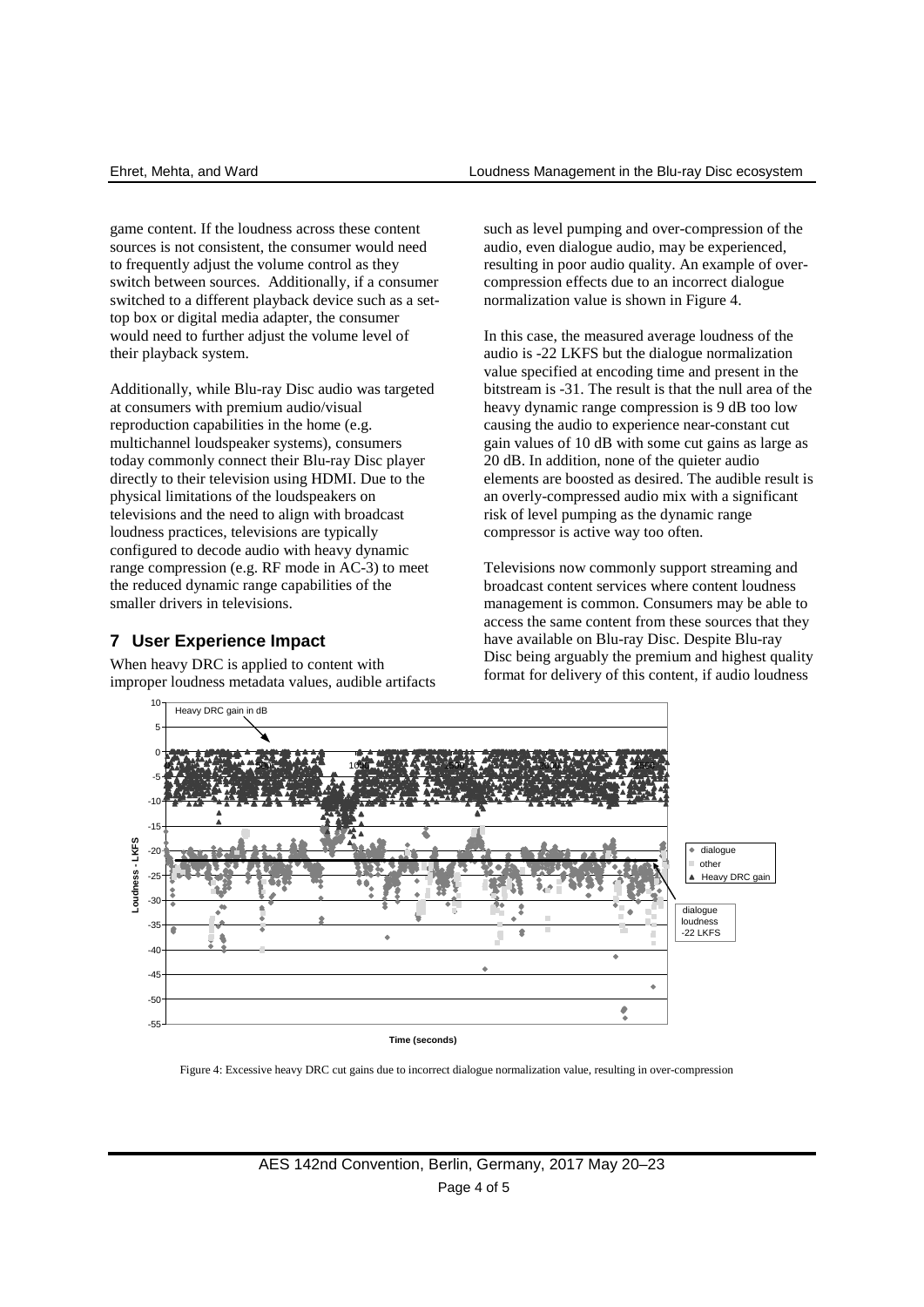game content. If the loudness across these content sources is not consistent, the consumer would need to frequently adjust the volume control as they switch between sources. Additionally, if a consumer switched to a different playback device such as a set-top box or digital media adapter, the consumer would need to further adjust the volume level of their playback system.

Additionally, while Blu-ray Disc audio was targeted at consumers with premium audio/visual reproduction capabilities in the home (e.g. multichannel loudspeaker systems), consumers today commonly connect their Blu-ray Disc player directly to their television using HDMI. Due to the physical limitations of the loudspeakers on televisions and the need to align with broadcast loudness practices, televisions are typically configured to decode audio with heavy dynamic range compression (e.g. RF mode in AC-3) to meet the reduced dynamic range capabilities of the smaller drivers in televisions.

## 7 User Experience Impact

When heavy DRC is applied to content with improper loudness metadata values, audible artifacts such as level pumping and over-compression of the audio, even dialogue audio, may be experienced, resulting in poor audio quality. An example of over-compression effects due to an incorrect dialogue normalization value is shown in Figure 4.

In this case, the measured average loudness of the audio is -22 LKFS but the dialogue normalization value specified at encoding time and present in the bitstream is -31. The result is that the null area of the heavy dynamic range compression is 9 dB too low causing the audio to experience near-constant cut gain values of 10 dB with some cut gains as large as 20 dB. In addition, none of the quieter audio elements are boosted as desired. The audible result is an overly-compressed audio mix with a significant risk of level pumping as the dynamic range compressor is active way too often.

Televisions now commonly support streaming and broadcast content services where content loudness management is common. Consumers may be able to access the same content from these sources that they have available on Blu-ray Disc. Despite Blu-ray Disc being arguably the premium and highest quality format for delivery of this content, if audio loudness

Figure 4: Excessive heavy DRC cut gains due to incorrect dialogue normalization value, resulting in over-compression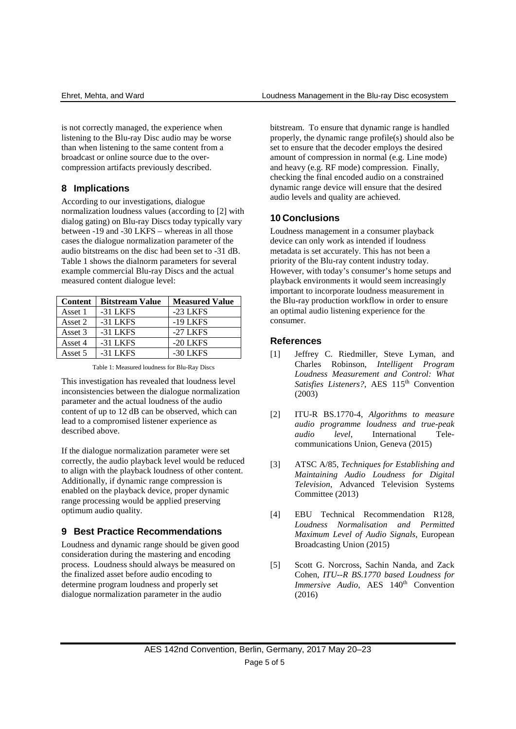is not correctly managed, the experience when listening to the Blu-ray Disc audio may be worse than when listening to the same content from a broadcast or online source due to the over-compression artifacts previously described.

## 8 Implications

According to our investigations, dialogue normalization loudness values (according to [2] with dialog gating) on Blu-ray Discs today typically vary between -19 and -30 LKFS – whereas in all those cases the dialogue normalization parameter of the audio bitstreams on the disc had been set to -31 dB. Table 1 shows the dialnorm parameters for several example commercial Blu-ray Discs and the actual measured content dialogue level:

| Content | Bitstream Value | Measured Value |
|---|---|---|
| Asset 1 | -31 LKFS | -23 LKFS |
| Asset 2 | -31 LKFS | -19 LKFS |
| Asset 3 | -31 LKFS | -27 LKFS |
| Asset 4 | -31 LKFS | -20 LKFS |
| Asset 5 | -31 LKFS | -30 LKFS |

Table 1: Measured loudness for Blu-Ray Discs

This investigation has revealed that loudness level inconsistencies between the dialogue normalization parameter and the actual loudness of the audio content of up to 12 dB can be observed, which can lead to a compromised listener experience as described above.

If the dialogue normalization parameter were set correctly, the audio playback level would be reduced to align with the playback loudness of other content. Additionally, if dynamic range compression is enabled on the playback device, proper dynamic range processing would be applied preserving optimum audio quality.

## 9 Best Practice Recommendations

Loudness and dynamic range should be given good consideration during the mastering and encoding process. Loudness should always be measured on the finalized asset before audio encoding to determine program loudness and properly set dialogue normalization parameter in the audio bitstream. To ensure that dynamic range is handled properly, the dynamic range profile(s) should also be set to ensure that the decoder employs the desired amount of compression in normal (e.g. Line mode) and heavy (e.g. RF mode) compression. Finally, checking the final encoded audio on a constrained dynamic range device will ensure that the desired audio levels and quality are achieved.

## 10 Conclusions

Loudness management in a consumer playback device can only work as intended if loudness metadata is set accurately. This has not been a priority of the Blu-ray content industry today. However, with today's consumer's home setups and playback environments it would seem increasingly important to incorporate loudness measurement in the Blu-ray production workflow in order to ensure an optimal audio listening experience for the consumer.

### References

[1] Jeffrey C. Riedmiller, Steve Lyman, and Charles Robinson, *Intelligent Program Loudness Measurement and Control: What Satisfies Listeners?*, AES 115th Convention (2003)

[2] ITU-R BS.1770-4, *Algorithms to measure audio programme loudness and true-peak audio level*, International Telecommunications Union, Geneva (2015)

[3] ATSC A/85, *Techniques for Establishing and Maintaining Audio Loudness for Digital Television*, Advanced Television Systems Committee (2013)

[4] EBU Technical Recommendation R128, *Loudness Normalisation and Permitted Maximum Level of Audio Signals*, European Broadcasting Union (2015)

[5] Scott G. Norcross, Sachin Nanda, and Zack Cohen, *ITU--R BS.1770 based Loudness for Immersive Audio*, AES 140th Convention (2016)